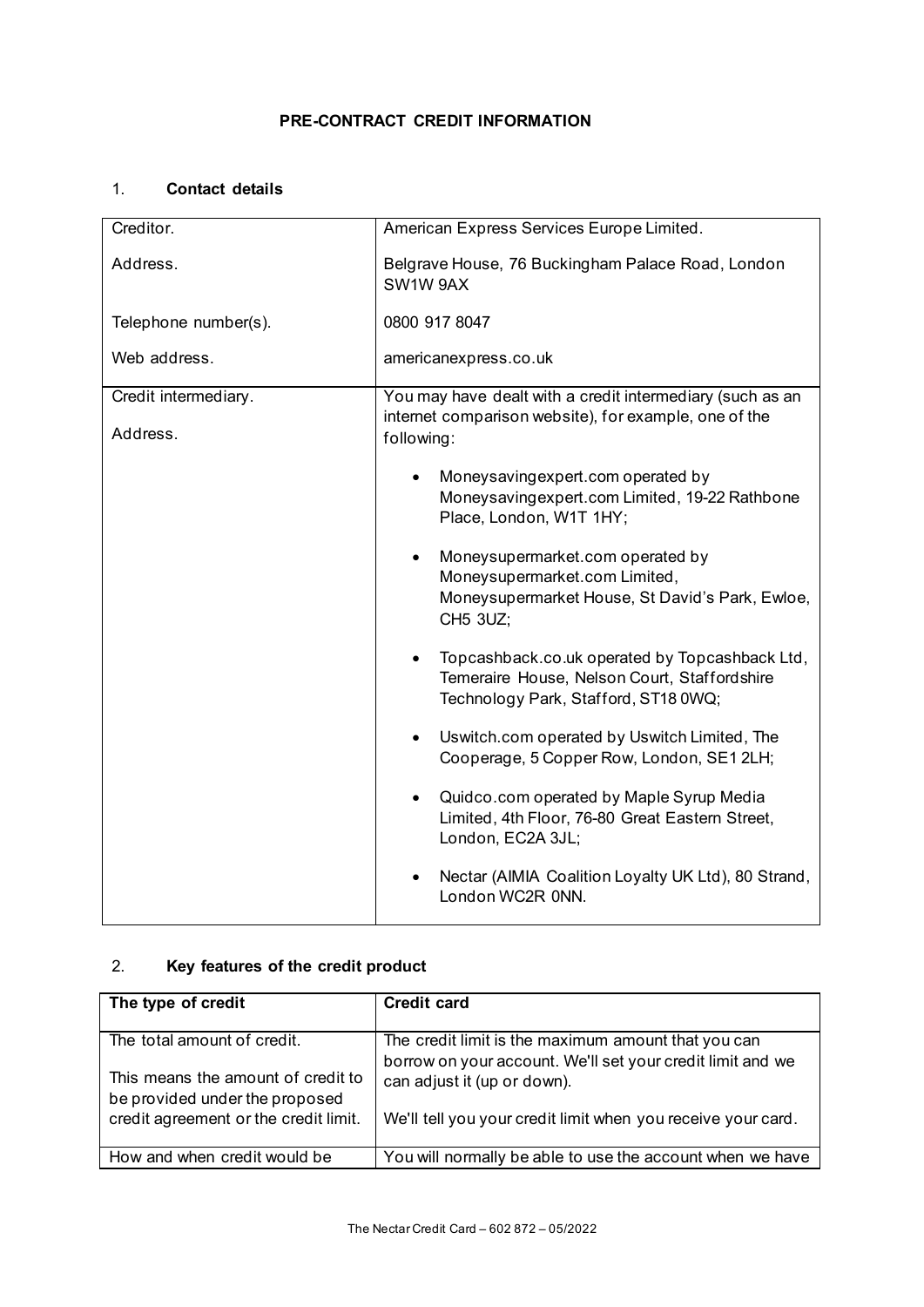# PRE-CONTRACT CREDIT INFORMATION

## 1. Contact details

| | |
|---|---|
| Creditor.<br><br>Address.<br><br>Telephone number(s).<br><br>Web address. | American Express Services Europe Limited.<br><br>Belgrave House, 76 Buckingham Palace Road, London SW1W 9AX<br><br>0800 917 8047<br><br>americanexpress.co.uk |
| Credit intermediary.<br><br>Address. | You may have dealt with a credit intermediary (such as an internet comparison website), for example, one of the following:<br><br>• Moneysavingexpert.com operated by Moneysavingexpert.com Limited, 19-22 Rathbone Place, London, W1T 1HY;<br><br>• Moneysupermarket.com operated by Moneysupermarket.com Limited, Moneysupermarket House, St David's Park, Ewloe, CH5 3UZ;<br><br>• Topcashback.co.uk operated by Topcashback Ltd, Temeraire House, Nelson Court, Staffordshire Technology Park, Stafford, ST18 0WQ;<br><br>• Uswitch.com operated by Uswitch Limited, The Cooperage, 5 Copper Row, London, SE1 2LH;<br><br>• Quidco.com operated by Maple Syrup Media Limited, 4th Floor, 76-80 Great Eastern Street, London, EC2A 3JL;<br><br>• Nectar (AIMIA Coalition Loyalty UK Ltd), 80 Strand, London WC2R 0NN. |

## 2. Key features of the credit product

| **The type of credit** | **Credit card** |
|---|---|
| The total amount of credit.<br><br>This means the amount of credit to be provided under the proposed credit agreement or the credit limit. | The credit limit is the maximum amount that you can borrow on your account. We'll set your credit limit and we can adjust it (up or down).<br><br>We'll tell you your credit limit when you receive your card. |
| How and when credit would be | You will normally be able to use the account when we have |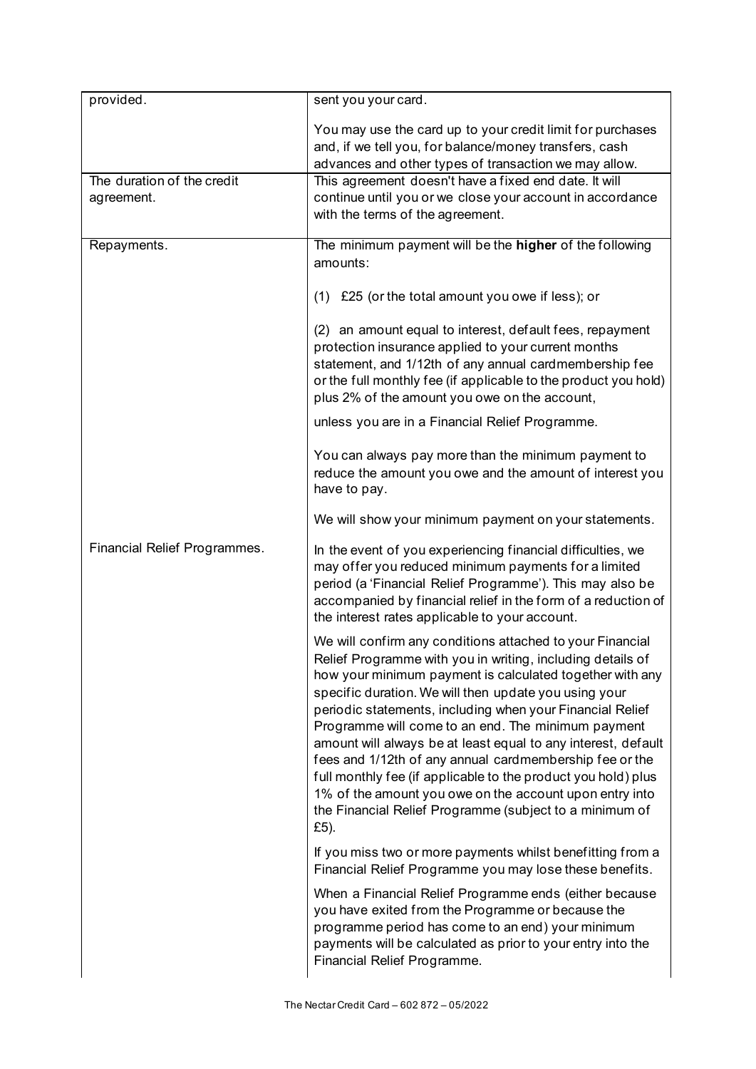| | |
|---|---|
| provided. | sent you your card.<br><br>You may use the card up to your credit limit for purchases and, if we tell you, for balance/money transfers, cash advances and other types of transaction we may allow. |
| The duration of the credit agreement. | This agreement doesn't have a fixed end date. It will continue until you or we close your account in accordance with the terms of the agreement. |
| Repayments.<br><br><br><br><br><br><br><br><br><br><br><br><br><br>Financial Relief Programmes. | The minimum payment will be the **higher** of the following amounts:<br><br>(1) £25 (or the total amount you owe if less); or<br><br>(2) an amount equal to interest, default fees, repayment protection insurance applied to your current months statement, and 1/12th of any annual cardmembership fee or the full monthly fee (if applicable to the product you hold) plus 2% of the amount you owe on the account,<br><br>unless you are in a Financial Relief Programme.<br><br>You can always pay more than the minimum payment to reduce the amount you owe and the amount of interest you have to pay.<br><br>We will show your minimum payment on your statements.<br><br>In the event of you experiencing financial difficulties, we may offer you reduced minimum payments for a limited period (a 'Financial Relief Programme'). This may also be accompanied by financial relief in the form of a reduction of the interest rates applicable to your account.<br><br>We will confirm any conditions attached to your Financial Relief Programme with you in writing, including details of how your minimum payment is calculated together with any specific duration. We will then update you using your periodic statements, including when your Financial Relief Programme will come to an end. The minimum payment amount will always be at least equal to any interest, default fees and 1/12th of any annual cardmembership fee or the full monthly fee (if applicable to the product you hold) plus 1% of the amount you owe on the account upon entry into the Financial Relief Programme (subject to a minimum of £5).<br><br>If you miss two or more payments whilst benefitting from a Financial Relief Programme you may lose these benefits.<br><br>When a Financial Relief Programme ends (either because you have exited from the Programme or because the programme period has come to an end) your minimum payments will be calculated as prior to your entry into the Financial Relief Programme. |

The Nectar Credit Card – 602 872 – 05/2022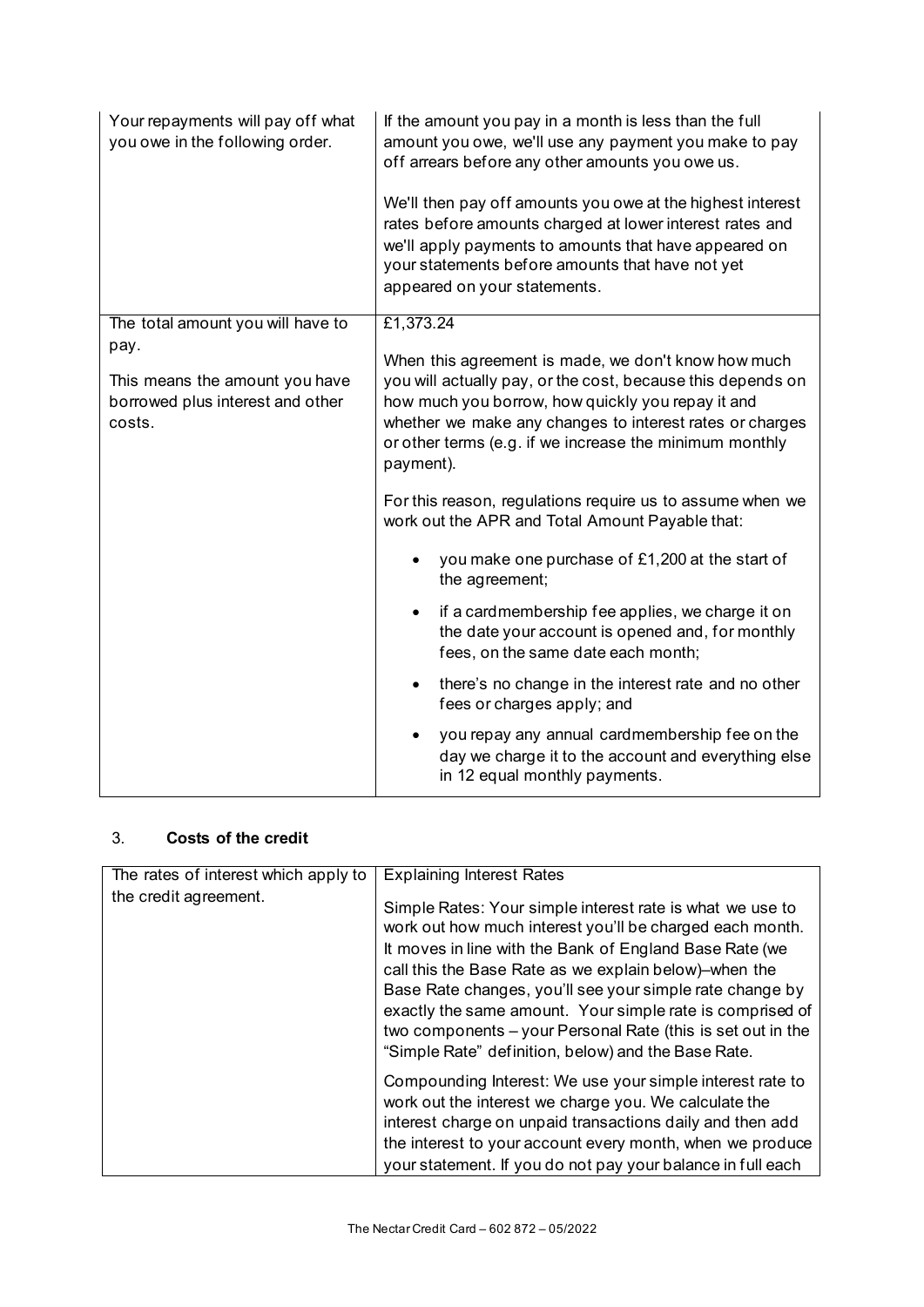| | |
|---|---|
| Your repayments will pay off what you owe in the following order. | If the amount you pay in a month is less than the full amount you owe, we'll use any payment you make to pay off arrears before any other amounts you owe us.<br><br>We'll then pay off amounts you owe at the highest interest rates before amounts charged at lower interest rates and we'll apply payments to amounts that have appeared on your statements before amounts that have not yet appeared on your statements. |
| The total amount you will have to pay.<br><br>This means the amount you have borrowed plus interest and other costs. | £1,373.24<br><br>When this agreement is made, we don't know how much you will actually pay, or the cost, because this depends on how much you borrow, how quickly you repay it and whether we make any changes to interest rates or charges or other terms (e.g. if we increase the minimum monthly payment).<br><br>For this reason, regulations require us to assume when we work out the APR and Total Amount Payable that:<br><br>• you make one purchase of £1,200 at the start of the agreement;<br>• if a cardmembership fee applies, we charge it on the date your account is opened and, for monthly fees, on the same date each month;<br>• there's no change in the interest rate and no other fees or charges apply; and<br>• you repay any annual cardmembership fee on the day we charge it to the account and everything else in 12 equal monthly payments. |

## 3. **Costs of the credit**

| | |
|---|---|
| The rates of interest which apply to the credit agreement. | Explaining Interest Rates<br><br>Simple Rates: Your simple interest rate is what we use to work out how much interest you'll be charged each month. It moves in line with the Bank of England Base Rate (we call this the Base Rate as we explain below)–when the Base Rate changes, you'll see your simple rate change by exactly the same amount. Your simple rate is comprised of two components – your Personal Rate (this is set out in the "Simple Rate" definition, below) and the Base Rate.<br><br>Compounding Interest: We use your simple interest rate to work out the interest we charge you. We calculate the interest charge on unpaid transactions daily and then add the interest to your account every month, when we produce your statement. If you do not pay your balance in full each |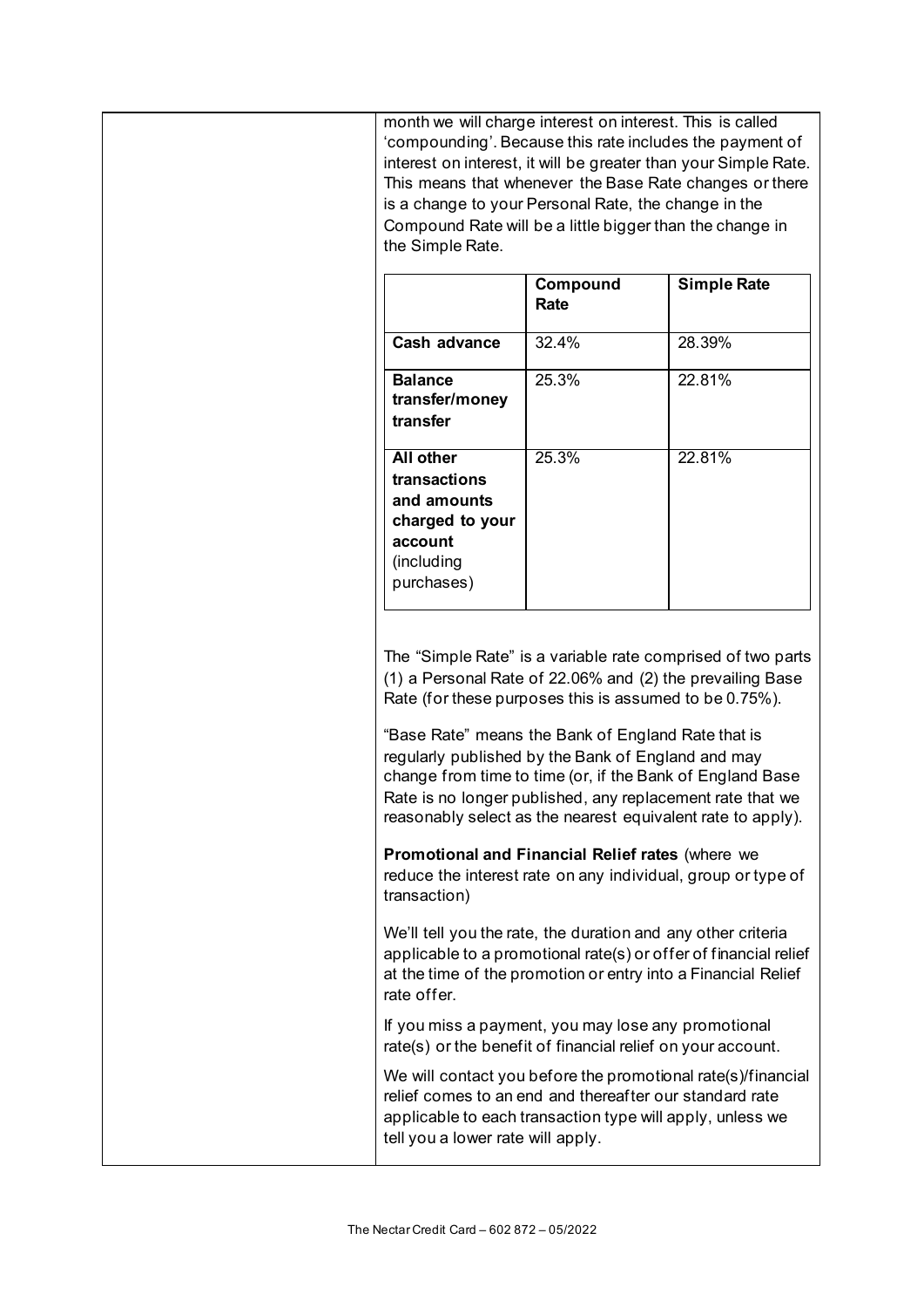month we will charge interest on interest. This is called 'compounding'. Because this rate includes the payment of interest on interest, it will be greater than your Simple Rate. This means that whenever the Base Rate changes or there is a change to your Personal Rate, the change in the Compound Rate will be a little bigger than the change in the Simple Rate.

| | Compound Rate | Simple Rate |
|---|---|---|
| **Cash advance** | 32.4% | 28.39% |
| **Balance transfer/money transfer** | 25.3% | 22.81% |
| **All other transactions and amounts charged to your account** (including purchases) | 25.3% | 22.81% |

The "Simple Rate" is a variable rate comprised of two parts (1) a Personal Rate of 22.06% and (2) the prevailing Base Rate (for these purposes this is assumed to be 0.75%).

"Base Rate" means the Bank of England Rate that is regularly published by the Bank of England and may change from time to time (or, if the Bank of England Base Rate is no longer published, any replacement rate that we reasonably select as the nearest equivalent rate to apply).

**Promotional and Financial Relief rates** (where we reduce the interest rate on any individual, group or type of transaction)

We'll tell you the rate, the duration and any other criteria applicable to a promotional rate(s) or offer of financial relief at the time of the promotion or entry into a Financial Relief rate offer.

If you miss a payment, you may lose any promotional rate(s) or the benefit of financial relief on your account.

We will contact you before the promotional rate(s)/financial relief comes to an end and thereafter our standard rate applicable to each transaction type will apply, unless we tell you a lower rate will apply.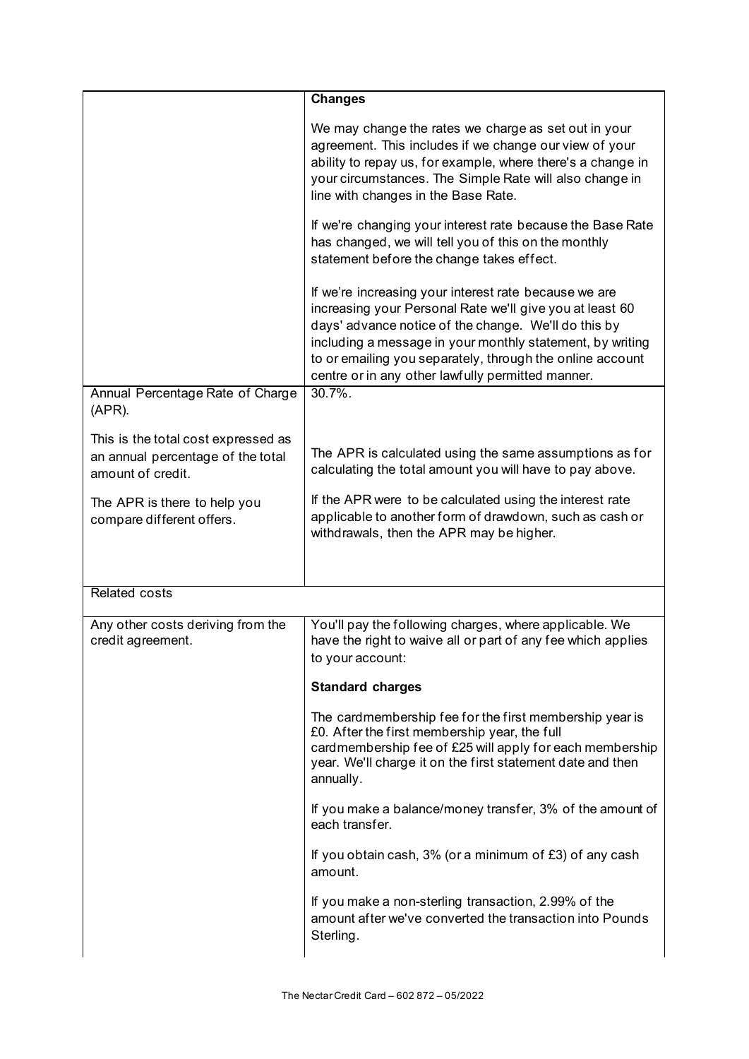| | |
|---|---|
| | **Changes**<br><br>We may change the rates we charge as set out in your agreement. This includes if we change our view of your ability to repay us, for example, where there's a change in your circumstances. The Simple Rate will also change in line with changes in the Base Rate.<br><br>If we're changing your interest rate because the Base Rate has changed, we will tell you of this on the monthly statement before the change takes effect.<br><br>If we're increasing your interest rate because we are increasing your Personal Rate we'll give you at least 60 days' advance notice of the change. We'll do this by including a message in your monthly statement, by writing to or emailing you separately, through the online account centre or in any other lawfully permitted manner. |
| Annual Percentage Rate of Charge (APR).<br><br>This is the total cost expressed as an annual percentage of the total amount of credit.<br><br>The APR is there to help you compare different offers. | 30.7%.<br><br>The APR is calculated using the same assumptions as for calculating the total amount you will have to pay above.<br><br>If the APR were to be calculated using the interest rate applicable to another form of drawdown, such as cash or withdrawals, then the APR may be higher. |
| Related costs | |
| Any other costs deriving from the credit agreement. | You'll pay the following charges, where applicable. We have the right to waive all or part of any fee which applies to your account:<br><br>**Standard charges**<br><br>The cardmembership fee for the first membership year is £0. After the first membership year, the full cardmembership fee of £25 will apply for each membership year. We'll charge it on the first statement date and then annually.<br><br>If you make a balance/money transfer, 3% of the amount of each transfer.<br><br>If you obtain cash, 3% (or a minimum of £3) of any cash amount.<br><br>If you make a non-sterling transaction, 2.99% of the amount after we've converted the transaction into Pounds Sterling. |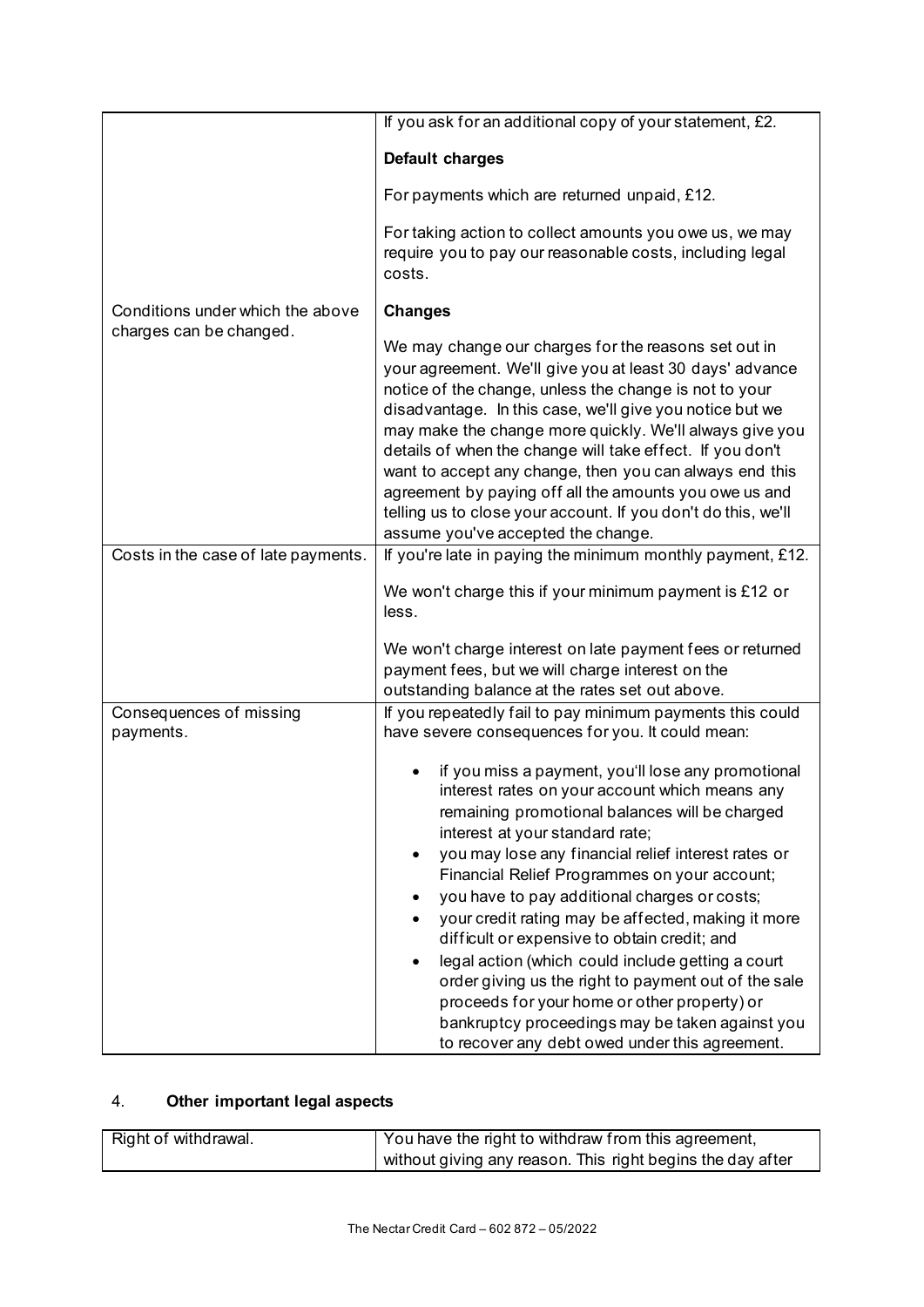| | |
|---|---|
| | If you ask for an additional copy of your statement, £2.<br><br>**Default charges**<br><br>For payments which are returned unpaid, £12.<br><br>For taking action to collect amounts you owe us, we may require you to pay our reasonable costs, including legal costs. |
| Conditions under which the above charges can be changed. | **Changes**<br><br>We may change our charges for the reasons set out in your agreement. We'll give you at least 30 days' advance notice of the change, unless the change is not to your disadvantage. In this case, we'll give you notice but we may make the change more quickly. We'll always give you details of when the change will take effect. If you don't want to accept any change, then you can always end this agreement by paying off all the amounts you owe us and telling us to close your account. If you don't do this, we'll assume you've accepted the change. |
| Costs in the case of late payments. | If you're late in paying the minimum monthly payment, £12.<br><br>We won't charge this if your minimum payment is £12 or less.<br><br>We won't charge interest on late payment fees or returned payment fees, but we will charge interest on the outstanding balance at the rates set out above. |
| Consequences of missing payments. | If you repeatedly fail to pay minimum payments this could have severe consequences for you. It could mean:<br><br>• if you miss a payment, you'll lose any promotional interest rates on your account which means any remaining promotional balances will be charged interest at your standard rate;<br>• you may lose any financial relief interest rates or Financial Relief Programmes on your account;<br>• you have to pay additional charges or costs;<br>• your credit rating may be affected, making it more difficult or expensive to obtain credit; and<br>• legal action (which could include getting a court order giving us the right to payment out of the sale proceeds for your home or other property) or bankruptcy proceedings may be taken against you to recover any debt owed under this agreement. |

## 4. Other important legal aspects

| | |
|---|---|
| Right of withdrawal. | You have the right to withdraw from this agreement, without giving any reason. This right begins the day after |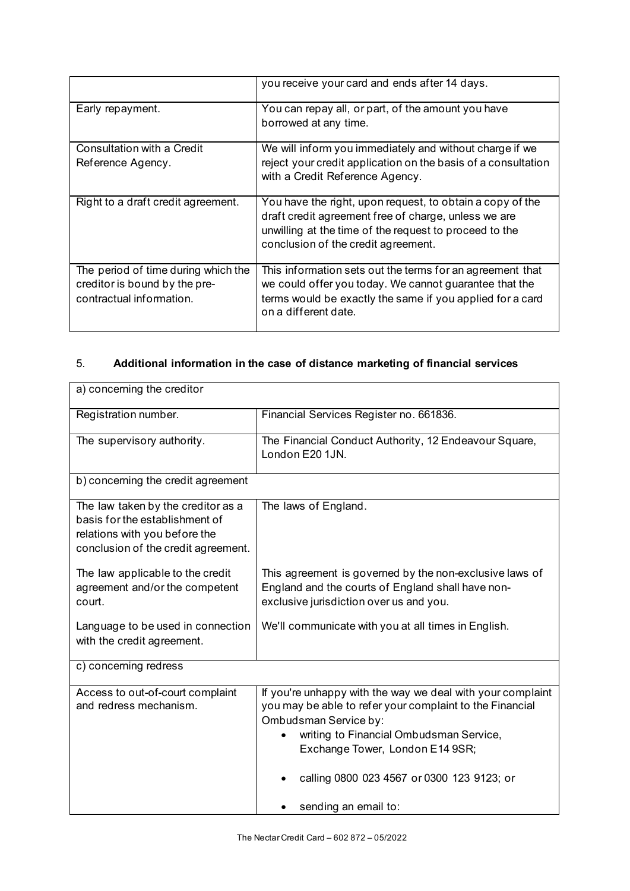| | |
|---|---|
| | you receive your card and ends after 14 days. |
| Early repayment. | You can repay all, or part, of the amount you have borrowed at any time. |
| Consultation with a Credit Reference Agency. | We will inform you immediately and without charge if we reject your credit application on the basis of a consultation with a Credit Reference Agency. |
| Right to a draft credit agreement. | You have the right, upon request, to obtain a copy of the draft credit agreement free of charge, unless we are unwilling at the time of the request to proceed to the conclusion of the credit agreement. |
| The period of time during which the creditor is bound by the pre-contractual information. | This information sets out the terms for an agreement that we could offer you today. We cannot guarantee that the terms would be exactly the same if you applied for a card on a different date. |

## 5. **Additional information in the case of distance marketing of financial services**

| a) concerning the creditor | |
|---|---|
| Registration number. | Financial Services Register no. 661836. |
| The supervisory authority. | The Financial Conduct Authority, 12 Endeavour Square, London E20 1JN. |
| b) concerning the credit agreement | |
| The law taken by the creditor as a basis for the establishment of relations with you before the conclusion of the credit agreement. | The laws of England. |
| The law applicable to the credit agreement and/or the competent court. | This agreement is governed by the non-exclusive laws of England and the courts of England shall have non-exclusive jurisdiction over us and you. |
| Language to be used in connection with the credit agreement. | We'll communicate with you at all times in English. |
| c) concerning redress | |
| Access to out-of-court complaint and redress mechanism. | If you're unhappy with the way we deal with your complaint you may be able to refer your complaint to the Financial Ombudsman Service by:<br>• writing to Financial Ombudsman Service, Exchange Tower, London E14 9SR;<br>• calling 0800 023 4567 or 0300 123 9123; or<br>• sending an email to: |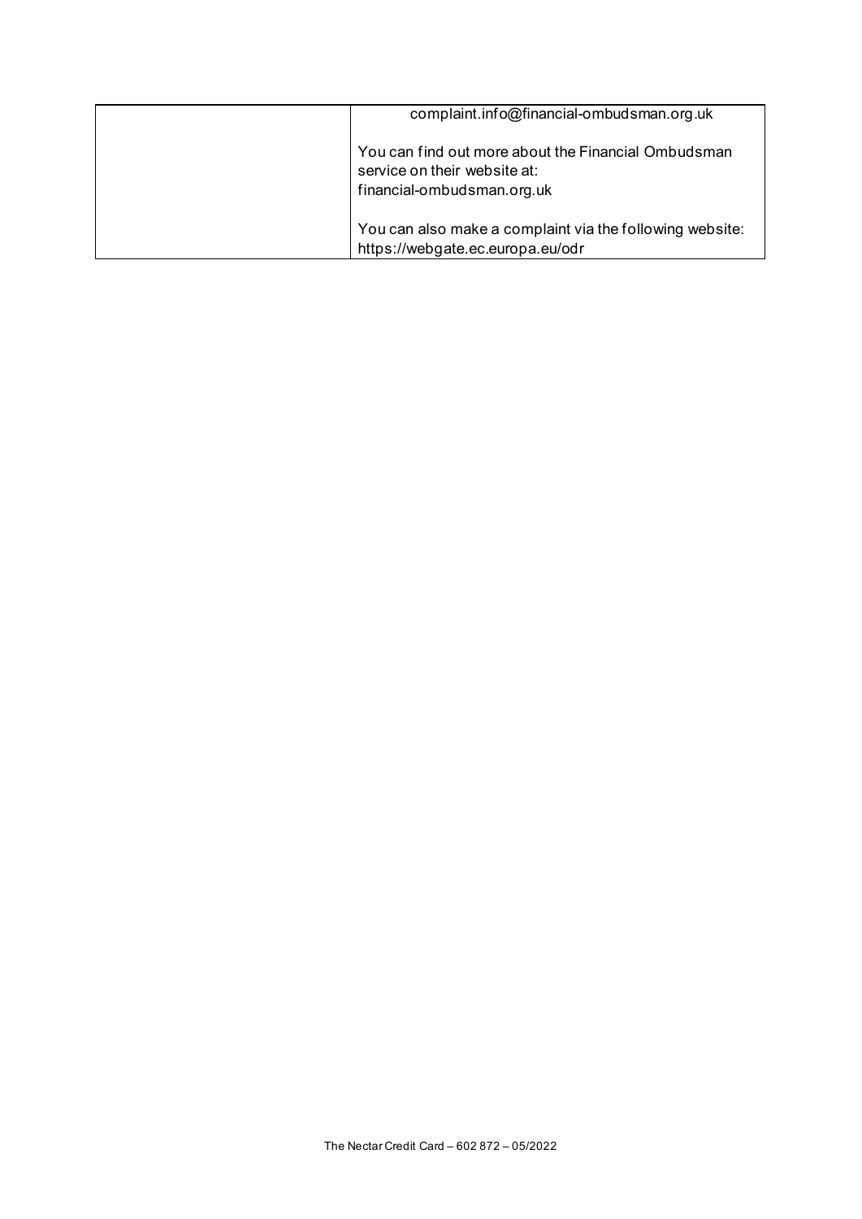| | |
|---|---|
| | complaint.info@financial-ombudsman.org.uk<br><br>You can find out more about the Financial Ombudsman service on their website at:<br>financial-ombudsman.org.uk<br><br>You can also make a complaint via the following website:<br>https://webgate.ec.europa.eu/odr |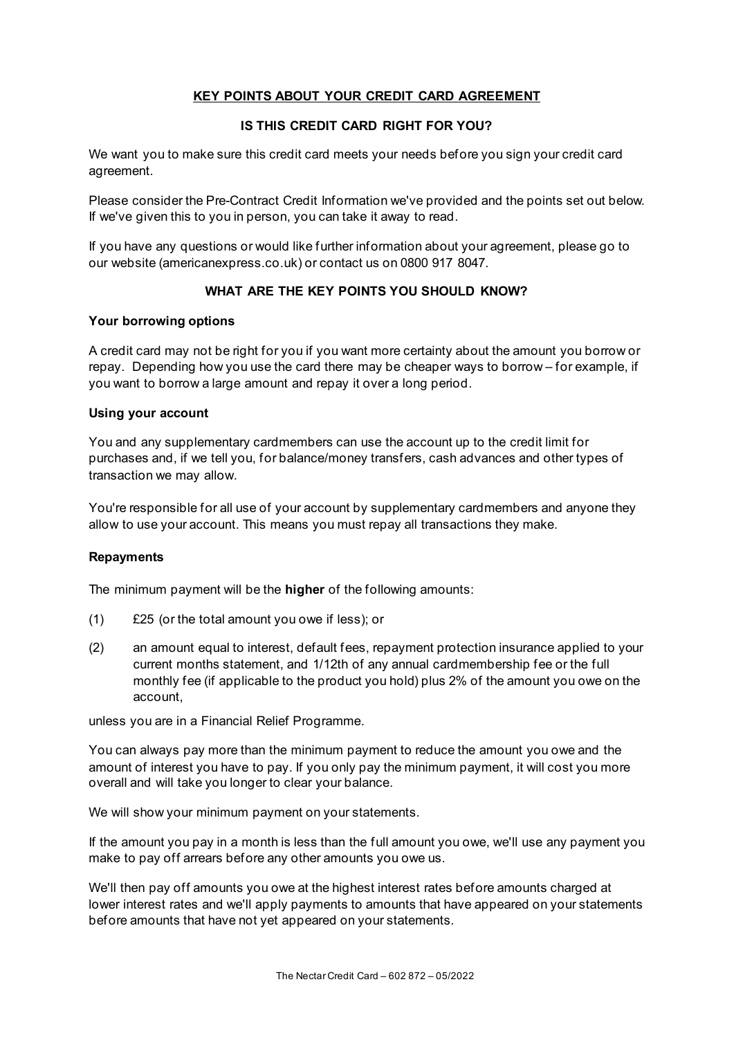## KEY POINTS ABOUT YOUR CREDIT CARD AGREEMENT

### IS THIS CREDIT CARD RIGHT FOR YOU?

We want you to make sure this credit card meets your needs before you sign your credit card agreement.

Please consider the Pre-Contract Credit Information we've provided and the points set out below. If we've given this to you in person, you can take it away to read.

If you have any questions or would like further information about your agreement, please go to our website (americanexpress.co.uk) or contact us on 0800 917 8047.

### WHAT ARE THE KEY POINTS YOU SHOULD KNOW?

**Your borrowing options**

A credit card may not be right for you if you want more certainty about the amount you borrow or repay. Depending how you use the card there may be cheaper ways to borrow – for example, if you want to borrow a large amount and repay it over a long period.

**Using your account**

You and any supplementary cardmembers can use the account up to the credit limit for purchases and, if we tell you, for balance/money transfers, cash advances and other types of transaction we may allow.

You're responsible for all use of your account by supplementary cardmembers and anyone they allow to use your account. This means you must repay all transactions they make.

**Repayments**

The minimum payment will be the **higher** of the following amounts:

(1) £25 (or the total amount you owe if less); or

(2) an amount equal to interest, default fees, repayment protection insurance applied to your current months statement, and 1/12th of any annual cardmembership fee or the full monthly fee (if applicable to the product you hold) plus 2% of the amount you owe on the account,

unless you are in a Financial Relief Programme.

You can always pay more than the minimum payment to reduce the amount you owe and the amount of interest you have to pay. If you only pay the minimum payment, it will cost you more overall and will take you longer to clear your balance.

We will show your minimum payment on your statements.

If the amount you pay in a month is less than the full amount you owe, we'll use any payment you make to pay off arrears before any other amounts you owe us.

We'll then pay off amounts you owe at the highest interest rates before amounts charged at lower interest rates and we'll apply payments to amounts that have appeared on your statements before amounts that have not yet appeared on your statements.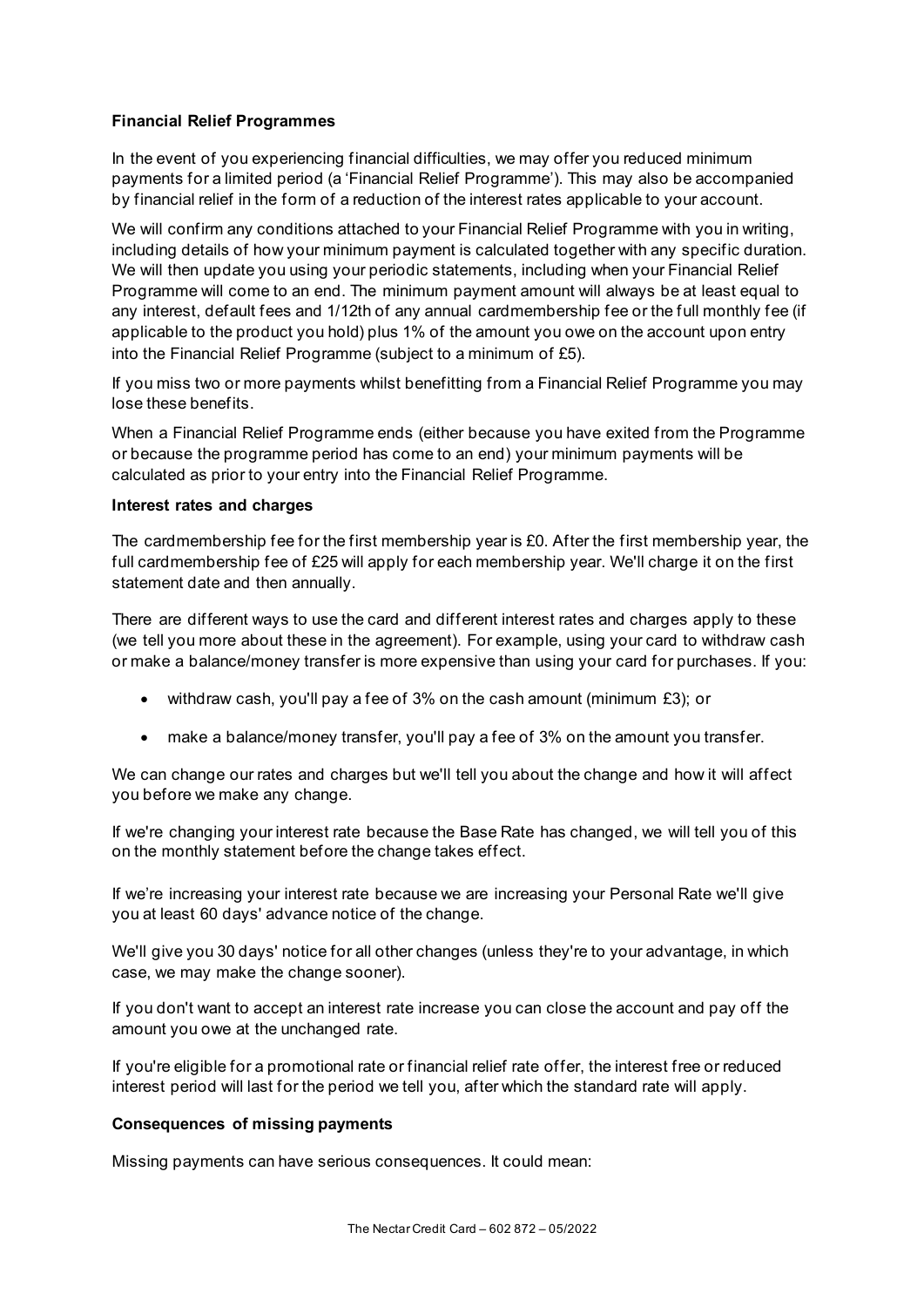**Financial Relief Programmes**

In the event of you experiencing financial difficulties, we may offer you reduced minimum payments for a limited period (a 'Financial Relief Programme'). This may also be accompanied by financial relief in the form of a reduction of the interest rates applicable to your account.

We will confirm any conditions attached to your Financial Relief Programme with you in writing, including details of how your minimum payment is calculated together with any specific duration. We will then update you using your periodic statements, including when your Financial Relief Programme will come to an end. The minimum payment amount will always be at least equal to any interest, default fees and 1/12th of any annual cardmembership fee or the full monthly fee (if applicable to the product you hold) plus 1% of the amount you owe on the account upon entry into the Financial Relief Programme (subject to a minimum of £5).

If you miss two or more payments whilst benefitting from a Financial Relief Programme you may lose these benefits.

When a Financial Relief Programme ends (either because you have exited from the Programme or because the programme period has come to an end) your minimum payments will be calculated as prior to your entry into the Financial Relief Programme.

**Interest rates and charges**

The cardmembership fee for the first membership year is £0. After the first membership year, the full cardmembership fee of £25 will apply for each membership year. We'll charge it on the first statement date and then annually.

There are different ways to use the card and different interest rates and charges apply to these (we tell you more about these in the agreement). For example, using your card to withdraw cash or make a balance/money transfer is more expensive than using your card for purchases. If you:

- withdraw cash, you'll pay a fee of 3% on the cash amount (minimum £3); or
- make a balance/money transfer, you'll pay a fee of 3% on the amount you transfer.

We can change our rates and charges but we'll tell you about the change and how it will affect you before we make any change.

If we're changing your interest rate because the Base Rate has changed, we will tell you of this on the monthly statement before the change takes effect.

If we're increasing your interest rate because we are increasing your Personal Rate we'll give you at least 60 days' advance notice of the change.

We'll give you 30 days' notice for all other changes (unless they're to your advantage, in which case, we may make the change sooner).

If you don't want to accept an interest rate increase you can close the account and pay off the amount you owe at the unchanged rate.

If you're eligible for a promotional rate or financial relief rate offer, the interest free or reduced interest period will last for the period we tell you, after which the standard rate will apply.

**Consequences of missing payments**

Missing payments can have serious consequences. It could mean: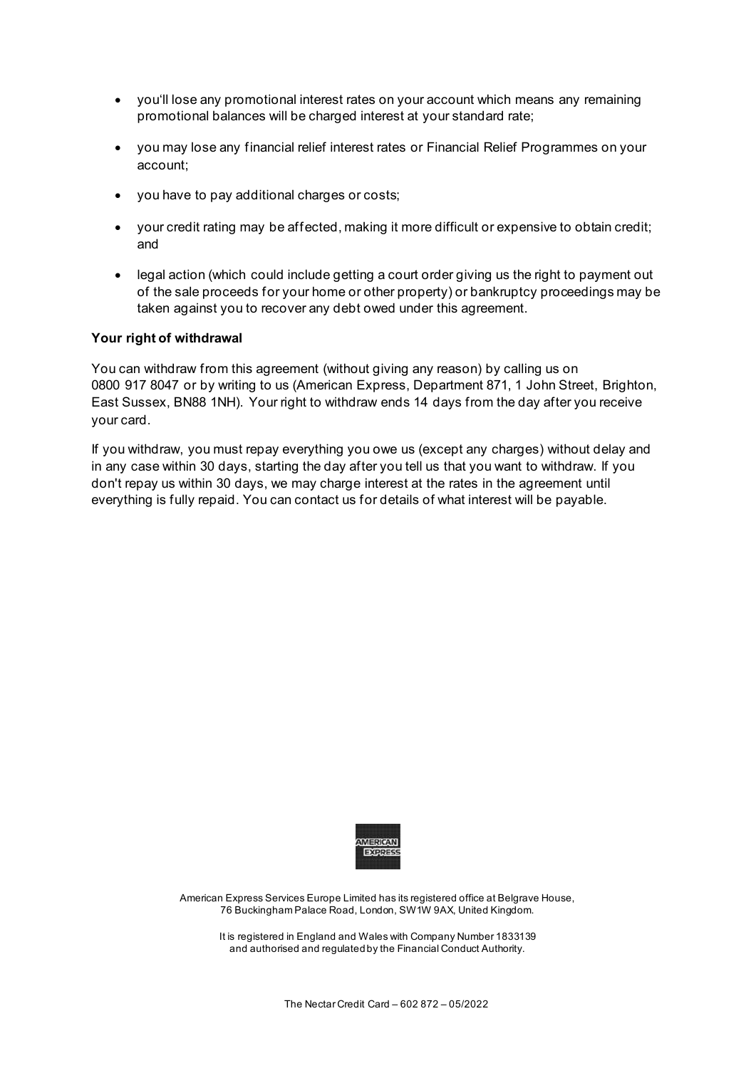- you'll lose any promotional interest rates on your account which means any remaining promotional balances will be charged interest at your standard rate;
- you may lose any financial relief interest rates or Financial Relief Programmes on your account;
- you have to pay additional charges or costs;
- your credit rating may be affected, making it more difficult or expensive to obtain credit; and
- legal action (which could include getting a court order giving us the right to payment out of the sale proceeds for your home or other property) or bankruptcy proceedings may be taken against you to recover any debt owed under this agreement.

**Your right of withdrawal**

You can withdraw from this agreement (without giving any reason) by calling us on 0800 917 8047 or by writing to us (American Express, Department 871, 1 John Street, Brighton, East Sussex, BN88 1NH). Your right to withdraw ends 14 days from the day after you receive your card.

If you withdraw, you must repay everything you owe us (except any charges) without delay and in any case within 30 days, starting the day after you tell us that you want to withdraw. If you don't repay us within 30 days, we may charge interest at the rates in the agreement until everything is fully repaid. You can contact us for details of what interest will be payable.

AMERICAN EXPRESS

American Express Services Europe Limited has its registered office at Belgrave House, 76 Buckingham Palace Road, London, SW1W 9AX, United Kingdom.

It is registered in England and Wales with Company Number 1833139 and authorised and regulated by the Financial Conduct Authority.

The Nectar Credit Card – 602 872 – 05/2022